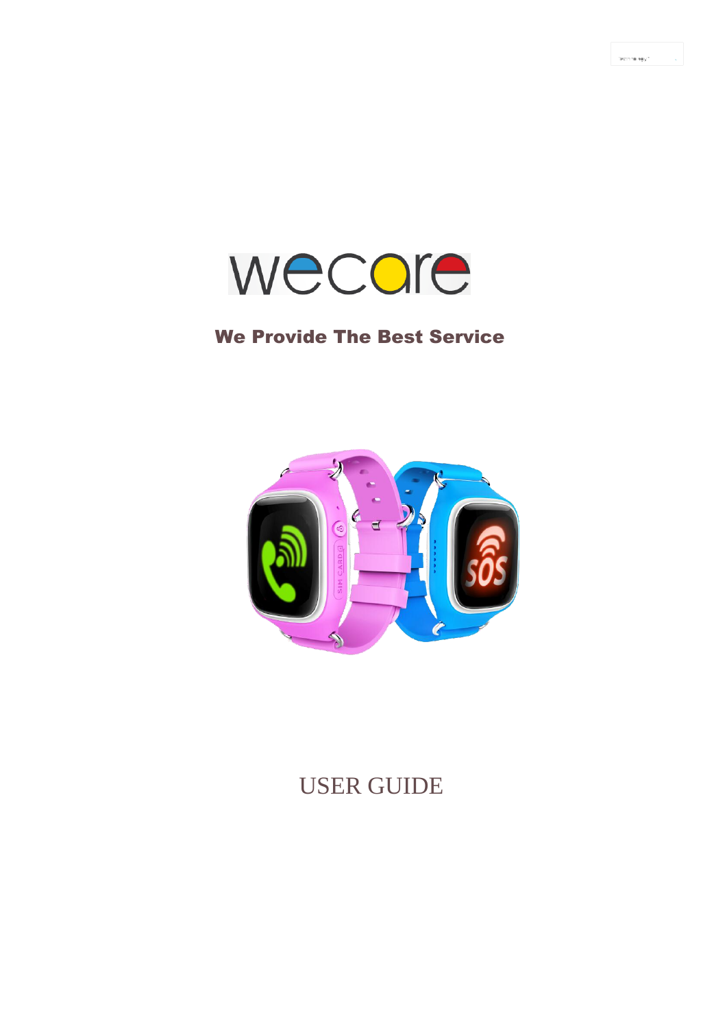# wecare

**We Provide The Best Service**

USER GUIDE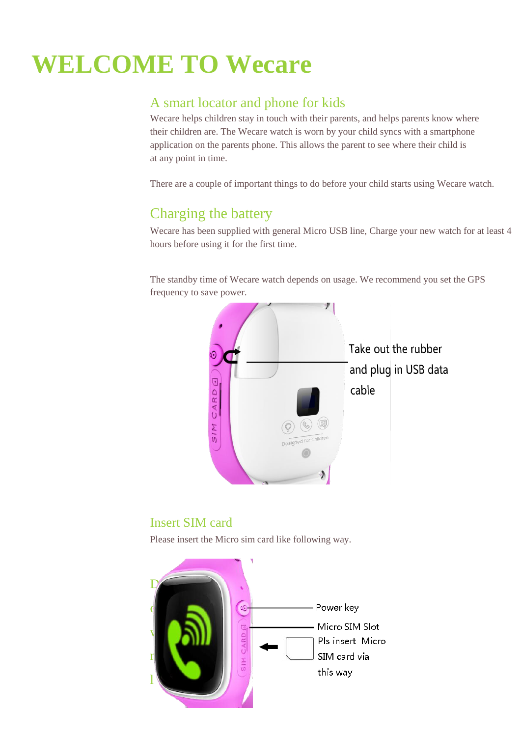# WELCOME TO Wecare

## A smart locator and phone for kids

Wecare helps children stay in touch with their parents, and helps parents know where their children are. The Wecare watch is worn by your child syncs with a smartphone application on the parents phone. This allows the parent to see where their child is at any point in time.

There are a couple of important things to do before your child starts using Wecare watch.

## Charging the battery

Wecare has been supplied with general Micro USB line, Charge your new watch for at least 4 hours before using it for the first time.

The standby time of Wecare watch depends on usage. We recommend you set the GPS frequency to save power.

Take out the rubber and plug in USB data cable

## Insert SIM card

Please insert the Micro sim card like following way.

Power key

Micro SIM Slot

Pls insert Micro SIM card via this way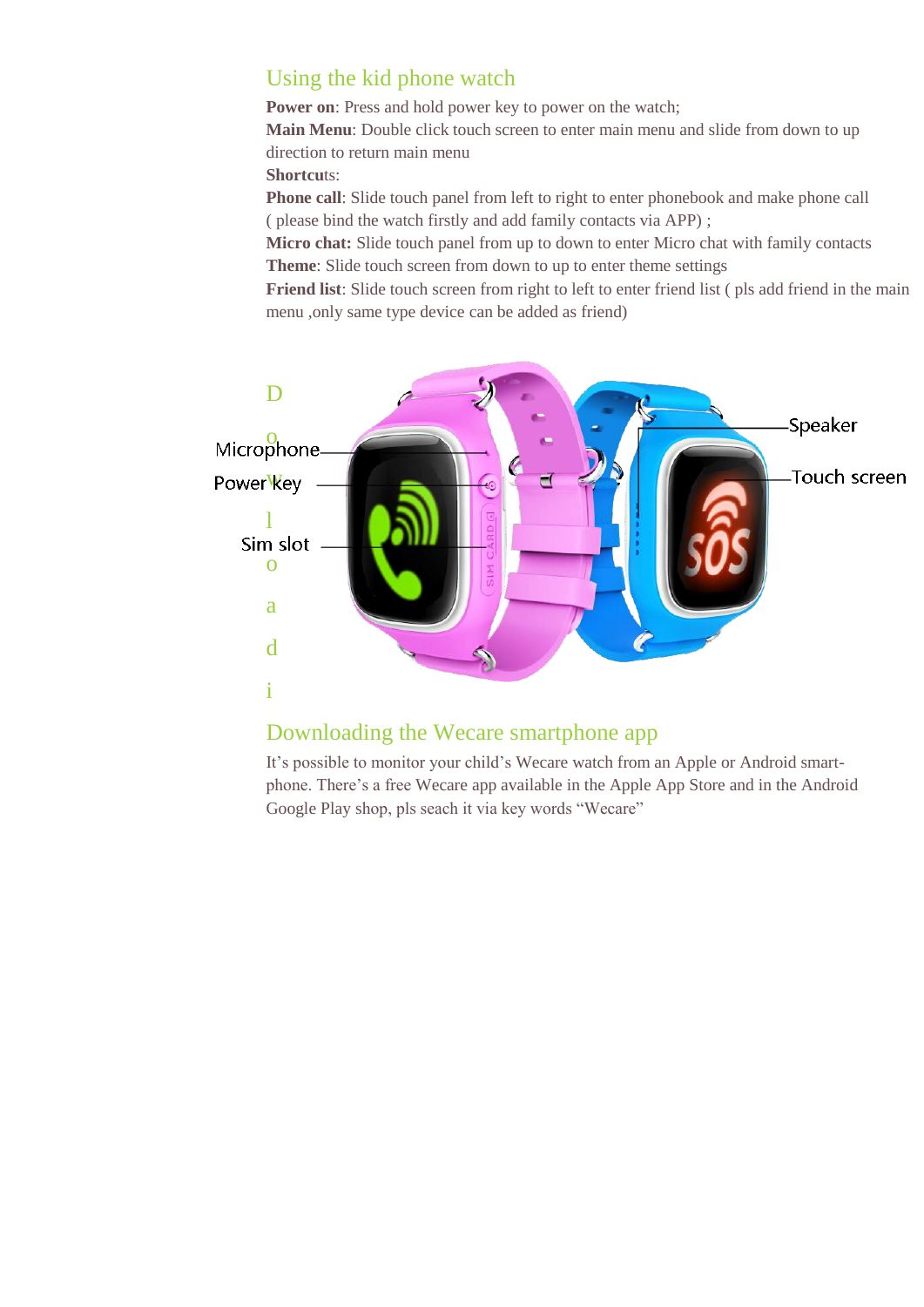## Using the kid phone watch

**Power on**: Press and hold power key to power on the watch;

**Main Menu**: Double click touch screen to enter main menu and slide from down to up direction to return main menu

**Shortcuts**:

**Phone call**: Slide touch panel from left to right to enter phonebook and make phone call ( please bind the watch firstly and add family contacts via APP) ;

**Micro chat:** Slide touch panel from up to down to enter Micro chat with family contacts

**Theme**: Slide touch screen from down to up to enter theme settings

**Friend list**: Slide touch screen from right to left to enter friend list ( pls add friend in the main menu ,only same type device can be added as friend)

Microphone

Power key

Sim slot

Speaker

Touch screen

## Downloading the Wecare smartphone app

It's possible to monitor your child's Wecare watch from an Apple or Android smart-phone. There's a free Wecare app available in the Apple App Store and in the Android Google Play shop, pls seach it via key words "Wecare"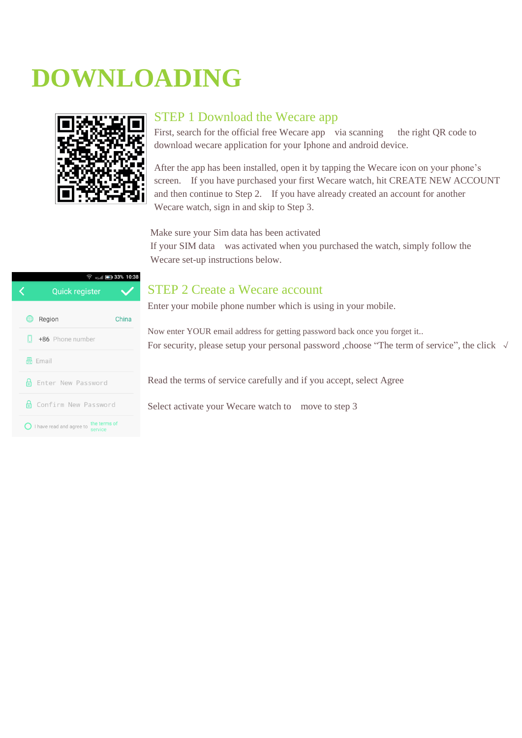# DOWNLOADING

## STEP 1 Download the Wecare app

First, search for the official free Wecare app via scanning the right QR code to download wecare application for your Iphone and android device.

After the app has been installed, open it by tapping the Wecare icon on your phone's screen. If you have purchased your first Wecare watch, hit CREATE NEW ACCOUNT and then continue to Step 2. If you have already created an account for another Wecare watch, sign in and skip to Step 3.

Make sure your Sim data has been activated

If your SIM data was activated when you purchased the watch, simply follow the Wecare set-up instructions below.

Quick register

Region China

+86 Phone number

Email

Enter New Password

Confirm New Password

I have read and agree to the terms of service

## STEP 2 Create a Wecare account

Enter your mobile phone number which is using in your mobile.

Now enter YOUR email address for getting password back once you forget it..

For security, please setup your personal password ,choose "The term of service", the click √

Read the terms of service carefully and if you accept, select Agree

Select activate your Wecare watch to move to step 3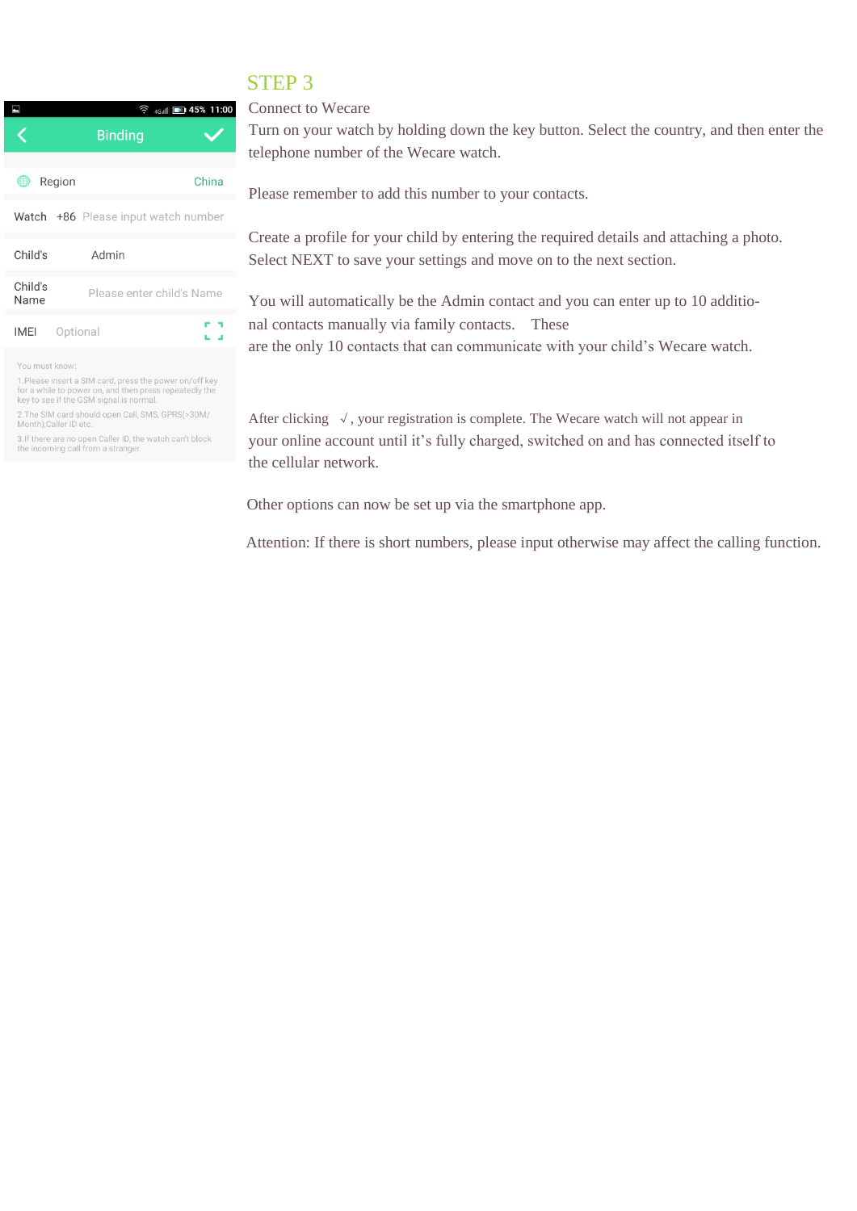Binding

Region China

Watch +86 Please input watch number

Child's Admin

Child's Name Please enter child's Name

IMEI Optional

You must know:

1.Please insert a SIM card, press the power on/off key for a while to power on, and then press repeatedly the key to see if the GSM signal is normal.

2.The SIM card should open Call, SMS, GPRS(>30M/Month),Caller ID etc.

3.If there are no open Caller ID, the watch can't block the incoming call from a stranger.

## STEP 3

Connect to Wecare

Turn on your watch by holding down the key button. Select the country, and then enter the telephone number of the Wecare watch.

Please remember to add this number to your contacts.

Create a profile for your child by entering the required details and attaching a photo. Select NEXT to save your settings and move on to the next section.

You will automatically be the Admin contact and you can enter up to 10 additional contacts manually via family contacts. These are the only 10 contacts that can communicate with your child's Wecare watch.

After clicking √, your registration is complete. The Wecare watch will not appear in your online account until it's fully charged, switched on and has connected itself to the cellular network.

Other options can now be set up via the smartphone app.

Attention: If there is short numbers, please input otherwise may affect the calling function.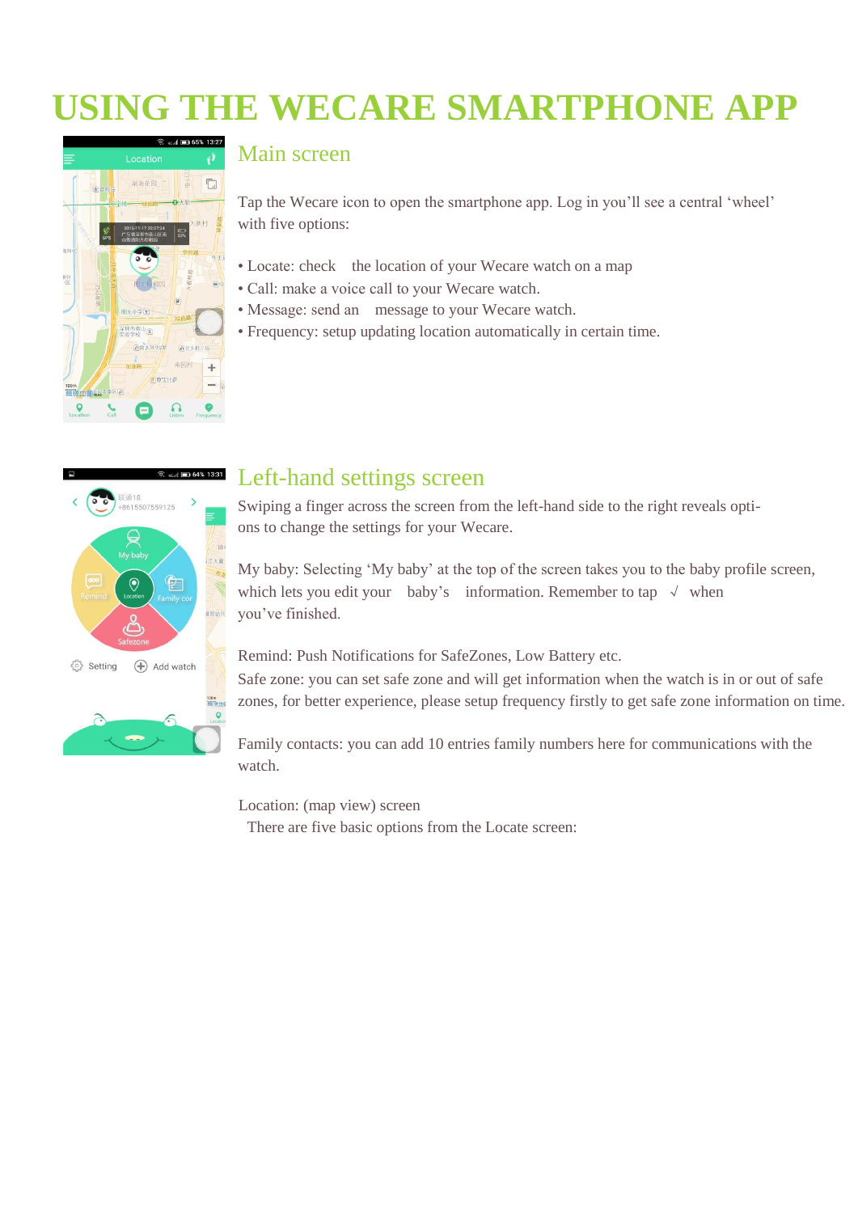# USING THE WECARE SMARTPHONE APP

## Main screen

Tap the Wecare icon to open the smartphone app. Log in you'll see a central 'wheel' with five options:

- Locate: check the location of your Wecare watch on a map
- Call: make a voice call to your Wecare watch.
- Message: send an message to your Wecare watch.
- Frequency: setup updating location automatically in certain time.

## Left-hand settings screen

Swiping a finger across the screen from the left-hand side to the right reveals options to change the settings for your Wecare.

My baby: Selecting 'My baby' at the top of the screen takes you to the baby profile screen, which lets you edit your baby's information. Remember to tap √ when you've finished.

Remind: Push Notifications for SafeZones, Low Battery etc.

Safe zone: you can set safe zone and will get information when the watch is in or out of safe zones, for better experience, please setup frequency firstly to get safe zone information on time.

Family contacts: you can add 10 entries family numbers here for communications with the watch.

Location: (map view) screen

There are five basic options from the Locate screen: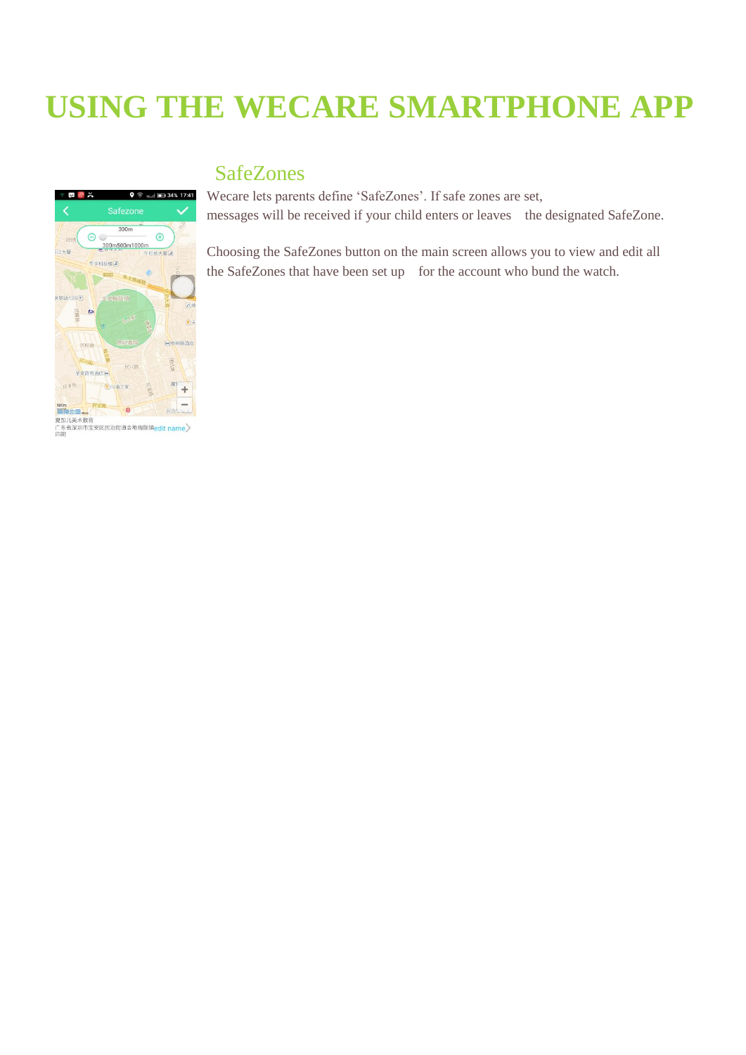# USING THE WECARE SMARTPHONE APP

## SafeZones

Wecare lets parents define 'SafeZones'. If safe zones are set, messages will be received if your child enters or leaves the designated SafeZone.

Choosing the SafeZones button on the main screen allows you to view and edit all the SafeZones that have been set up for the account who bund the watch.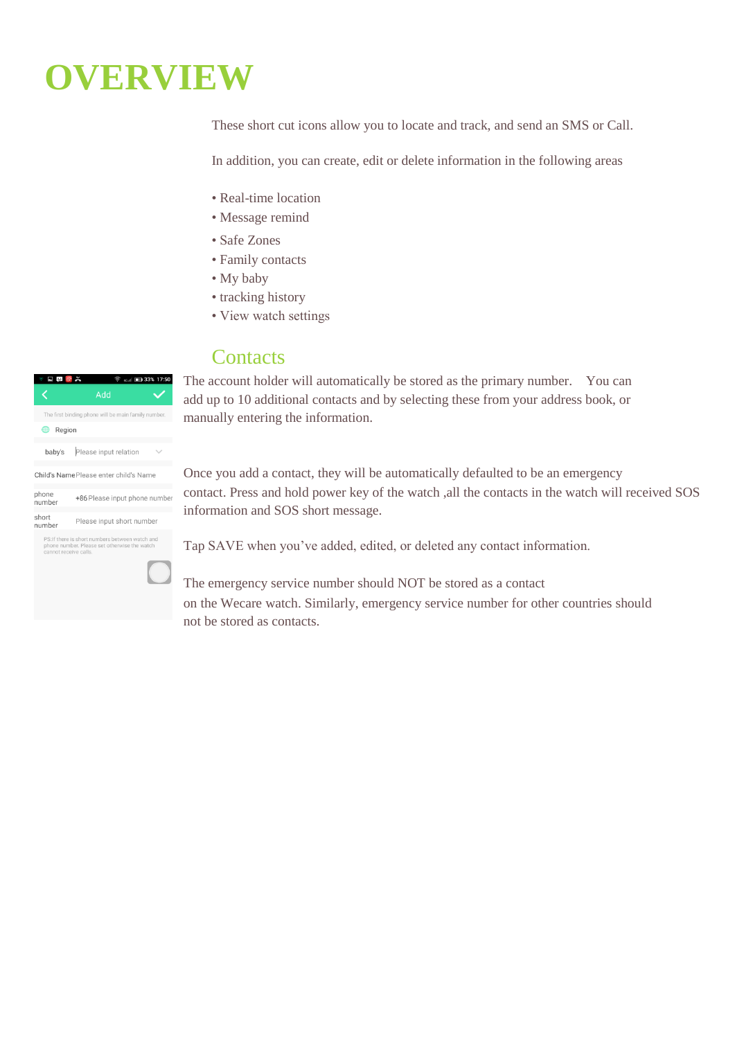# OVERVIEW

These short cut icons allow you to locate and track, and send an SMS or Call.

In addition, you can create, edit or delete information in the following areas

- Real-time location
- Message remind
- Safe Zones
- Family contacts
- My baby
- tracking history
- View watch settings

## Contacts

The account holder will automatically be stored as the primary number. You can add up to 10 additional contacts and by selecting these from your address book, or manually entering the information.

Once you add a contact, they will be automatically defaulted to be an emergency contact. Press and hold power key of the watch ,all the contacts in the watch will received SOS information and SOS short message.

Tap SAVE when you've added, edited, or deleted any contact information.

The emergency service number should NOT be stored as a contact on the Wecare watch. Similarly, emergency service number for other countries should not be stored as contacts.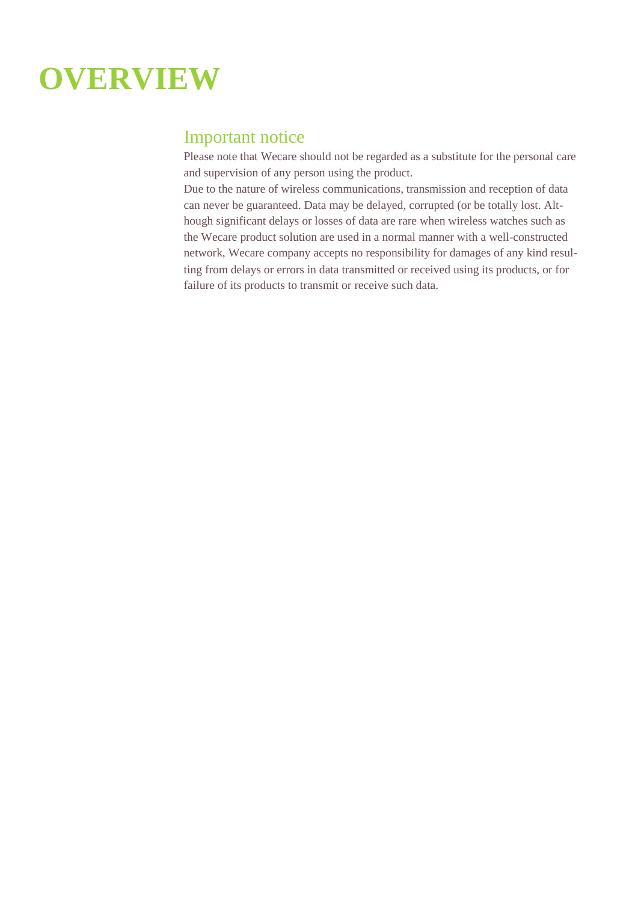# OVERVIEW

## Important notice

Please note that Wecare should not be regarded as a substitute for the personal care and supervision of any person using the product.

Due to the nature of wireless communications, transmission and reception of data can never be guaranteed. Data may be delayed, corrupted (or be totally lost. Although significant delays or losses of data are rare when wireless watches such as the Wecare product solution are used in a normal manner with a well-constructed network, Wecare company accepts no responsibility for damages of any kind resulting from delays or errors in data transmitted or received using its products, or for failure of its products to transmit or receive such data.